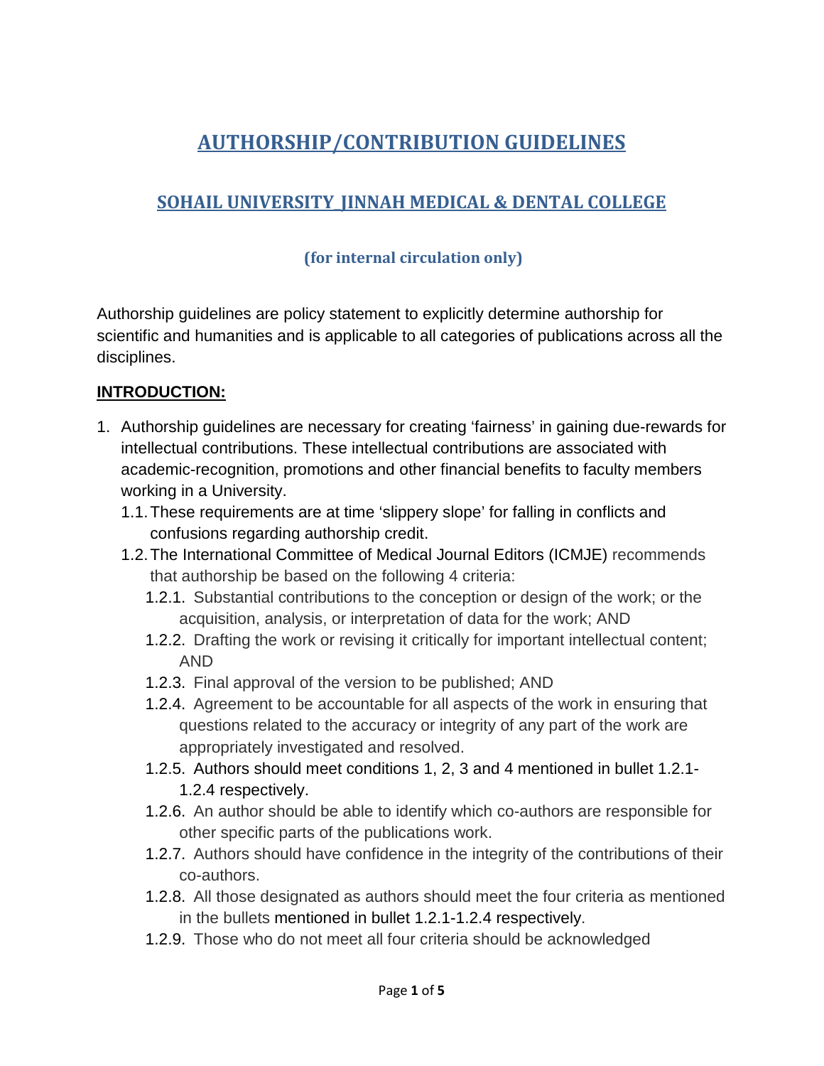# AUTHORSHIP/CONTRIBUTION GUIDELINES

## SOHAIL UNIVERSITY_JINNAH MEDICAL & DENTAL COLLEGE

### (for internal circulation only)

Authorship guidelines are policy statement to explicitly determine authorship for scientific and humanities and is applicable to all categories of publications across all the disciplines.

**INTRODUCTION:**

1. Authorship guidelines are necessary for creating 'fairness' in gaining due-rewards for intellectual contributions. These intellectual contributions are associated with academic-recognition, promotions and other financial benefits to faculty members working in a University.
   - 1.1. These requirements are at time 'slippery slope' for falling in conflicts and confusions regarding authorship credit.
   - 1.2. The International Committee of Medical Journal Editors (ICMJE) recommends that authorship be based on the following 4 criteria:
     - 1.2.1. Substantial contributions to the conception or design of the work; or the acquisition, analysis, or interpretation of data for the work; AND
     - 1.2.2. Drafting the work or revising it critically for important intellectual content; AND
     - 1.2.3. Final approval of the version to be published; AND
     - 1.2.4. Agreement to be accountable for all aspects of the work in ensuring that questions related to the accuracy or integrity of any part of the work are appropriately investigated and resolved.
     - 1.2.5. Authors should meet conditions 1, 2, 3 and 4 mentioned in bullet 1.2.1-1.2.4 respectively.
     - 1.2.6. An author should be able to identify which co-authors are responsible for other specific parts of the publications work.
     - 1.2.7. Authors should have confidence in the integrity of the contributions of their co-authors.
     - 1.2.8. All those designated as authors should meet the four criteria as mentioned in the bullets mentioned in bullet 1.2.1-1.2.4 respectively.
     - 1.2.9. Those who do not meet all four criteria should be acknowledged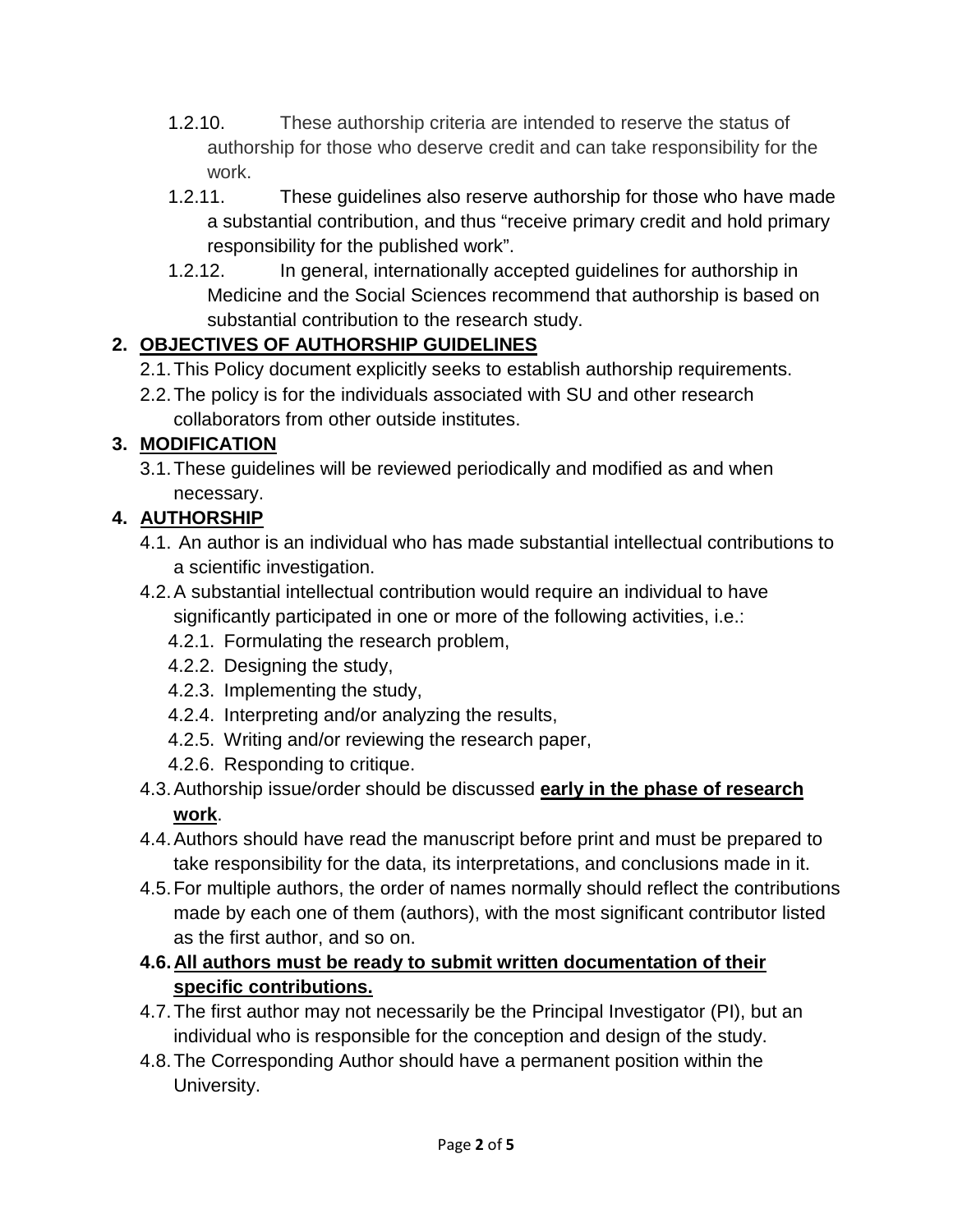- 1.2.10. These authorship criteria are intended to reserve the status of authorship for those who deserve credit and can take responsibility for the work.
- 1.2.11. These guidelines also reserve authorship for those who have made a substantial contribution, and thus “receive primary credit and hold primary responsibility for the published work”.
- 1.2.12. In general, internationally accepted guidelines for authorship in Medicine and the Social Sciences recommend that authorship is based on substantial contribution to the research study.

## 2. OBJECTIVES OF AUTHORSHIP GUIDELINES

- 2.1. This Policy document explicitly seeks to establish authorship requirements.
- 2.2. The policy is for the individuals associated with SU and other research collaborators from other outside institutes.

## 3. MODIFICATION

- 3.1. These guidelines will be reviewed periodically and modified as and when necessary.

## 4. AUTHORSHIP

- 4.1. An author is an individual who has made substantial intellectual contributions to a scientific investigation.
- 4.2. A substantial intellectual contribution would require an individual to have significantly participated in one or more of the following activities, i.e.:
  - 4.2.1. Formulating the research problem,
  - 4.2.2. Designing the study,
  - 4.2.3. Implementing the study,
  - 4.2.4. Interpreting and/or analyzing the results,
  - 4.2.5. Writing and/or reviewing the research paper,
  - 4.2.6. Responding to critique.
- 4.3. Authorship issue/order should be discussed **early in the phase of research work**.
- 4.4. Authors should have read the manuscript before print and must be prepared to take responsibility for the data, its interpretations, and conclusions made in it.
- 4.5. For multiple authors, the order of names normally should reflect the contributions made by each one of them (authors), with the most significant contributor listed as the first author, and so on.
- **4.6. All authors must be ready to submit written documentation of their specific contributions.**
- 4.7. The first author may not necessarily be the Principal Investigator (PI), but an individual who is responsible for the conception and design of the study.
- 4.8. The Corresponding Author should have a permanent position within the University.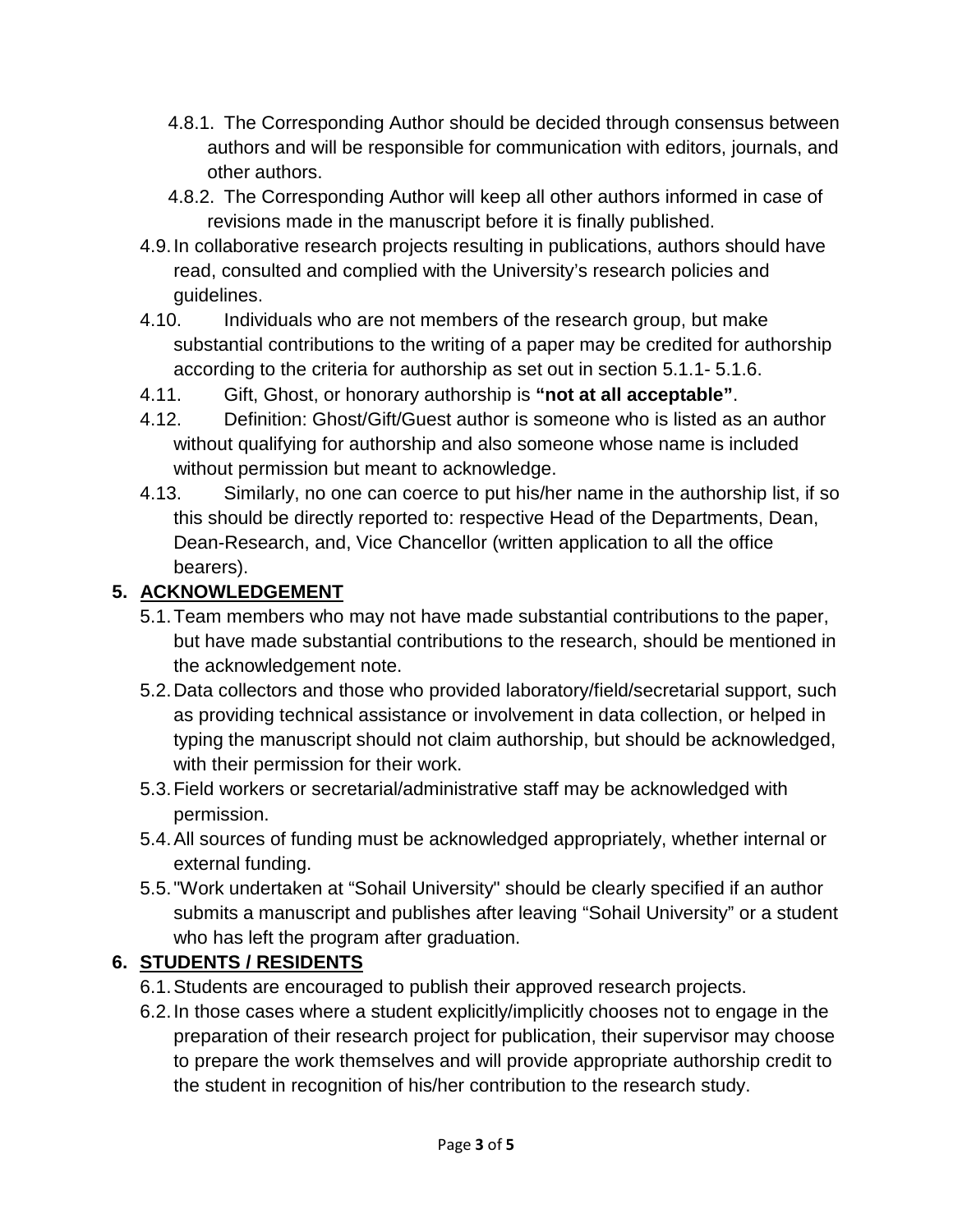4.8.1. The Corresponding Author should be decided through consensus between authors and will be responsible for communication with editors, journals, and other authors.

4.8.2. The Corresponding Author will keep all other authors informed in case of revisions made in the manuscript before it is finally published.

4.9. In collaborative research projects resulting in publications, authors should have read, consulted and complied with the University's research policies and guidelines.

4.10. Individuals who are not members of the research group, but make substantial contributions to the writing of a paper may be credited for authorship according to the criteria for authorship as set out in section 5.1.1- 5.1.6.

4.11. Gift, Ghost, or honorary authorship is **"not at all acceptable"**.

4.12. Definition: Ghost/Gift/Guest author is someone who is listed as an author without qualifying for authorship and also someone whose name is included without permission but meant to acknowledge.

4.13. Similarly, no one can coerce to put his/her name in the authorship list, if so this should be directly reported to: respective Head of the Departments, Dean, Dean-Research, and, Vice Chancellor (written application to all the office bearers).

## 5. ACKNOWLEDGEMENT

5.1. Team members who may not have made substantial contributions to the paper, but have made substantial contributions to the research, should be mentioned in the acknowledgement note.

5.2. Data collectors and those who provided laboratory/field/secretarial support, such as providing technical assistance or involvement in data collection, or helped in typing the manuscript should not claim authorship, but should be acknowledged, with their permission for their work.

5.3. Field workers or secretarial/administrative staff may be acknowledged with permission.

5.4. All sources of funding must be acknowledged appropriately, whether internal or external funding.

5.5. "Work undertaken at "Sohail University" should be clearly specified if an author submits a manuscript and publishes after leaving "Sohail University" or a student who has left the program after graduation.

## 6. STUDENTS / RESIDENTS

6.1. Students are encouraged to publish their approved research projects.

6.2. In those cases where a student explicitly/implicitly chooses not to engage in the preparation of their research project for publication, their supervisor may choose to prepare the work themselves and will provide appropriate authorship credit to the student in recognition of his/her contribution to the research study.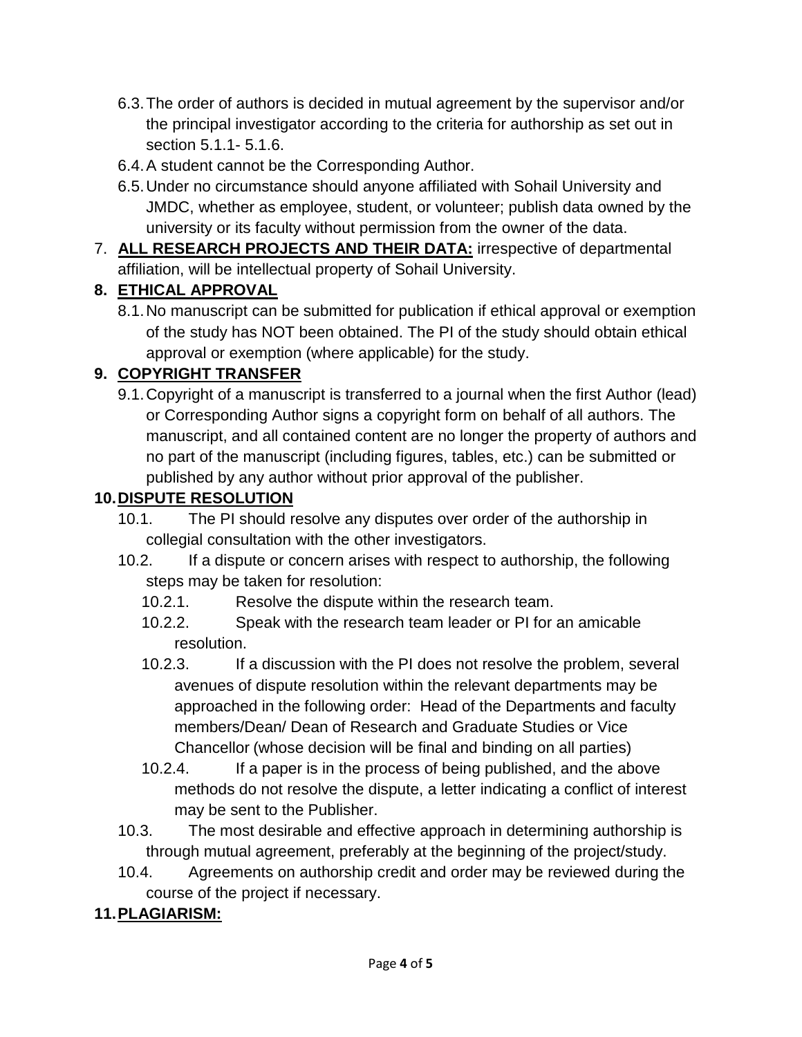6.3. The order of authors is decided in mutual agreement by the supervisor and/or the principal investigator according to the criteria for authorship as set out in section 5.1.1- 5.1.6.

6.4. A student cannot be the Corresponding Author.

6.5. Under no circumstance should anyone affiliated with Sohail University and JMDC, whether as employee, student, or volunteer; publish data owned by the university or its faculty without permission from the owner of the data.

7. **ALL RESEARCH PROJECTS AND THEIR DATA:** irrespective of departmental affiliation, will be intellectual property of Sohail University.

## 8. ETHICAL APPROVAL

8.1. No manuscript can be submitted for publication if ethical approval or exemption of the study has NOT been obtained. The PI of the study should obtain ethical approval or exemption (where applicable) for the study.

## 9. COPYRIGHT TRANSFER

9.1. Copyright of a manuscript is transferred to a journal when the first Author (lead) or Corresponding Author signs a copyright form on behalf of all authors. The manuscript, and all contained content are no longer the property of authors and no part of the manuscript (including figures, tables, etc.) can be submitted or published by any author without prior approval of the publisher.

## 10. DISPUTE RESOLUTION

10.1. The PI should resolve any disputes over order of the authorship in collegial consultation with the other investigators.

10.2. If a dispute or concern arises with respect to authorship, the following steps may be taken for resolution:

10.2.1. Resolve the dispute within the research team.

10.2.2. Speak with the research team leader or PI for an amicable resolution.

10.2.3. If a discussion with the PI does not resolve the problem, several avenues of dispute resolution within the relevant departments may be approached in the following order: Head of the Departments and faculty members/Dean/ Dean of Research and Graduate Studies or Vice Chancellor (whose decision will be final and binding on all parties)

10.2.4. If a paper is in the process of being published, and the above methods do not resolve the dispute, a letter indicating a conflict of interest may be sent to the Publisher.

10.3. The most desirable and effective approach in determining authorship is through mutual agreement, preferably at the beginning of the project/study.

10.4. Agreements on authorship credit and order may be reviewed during the course of the project if necessary.

## 11. PLAGIARISM: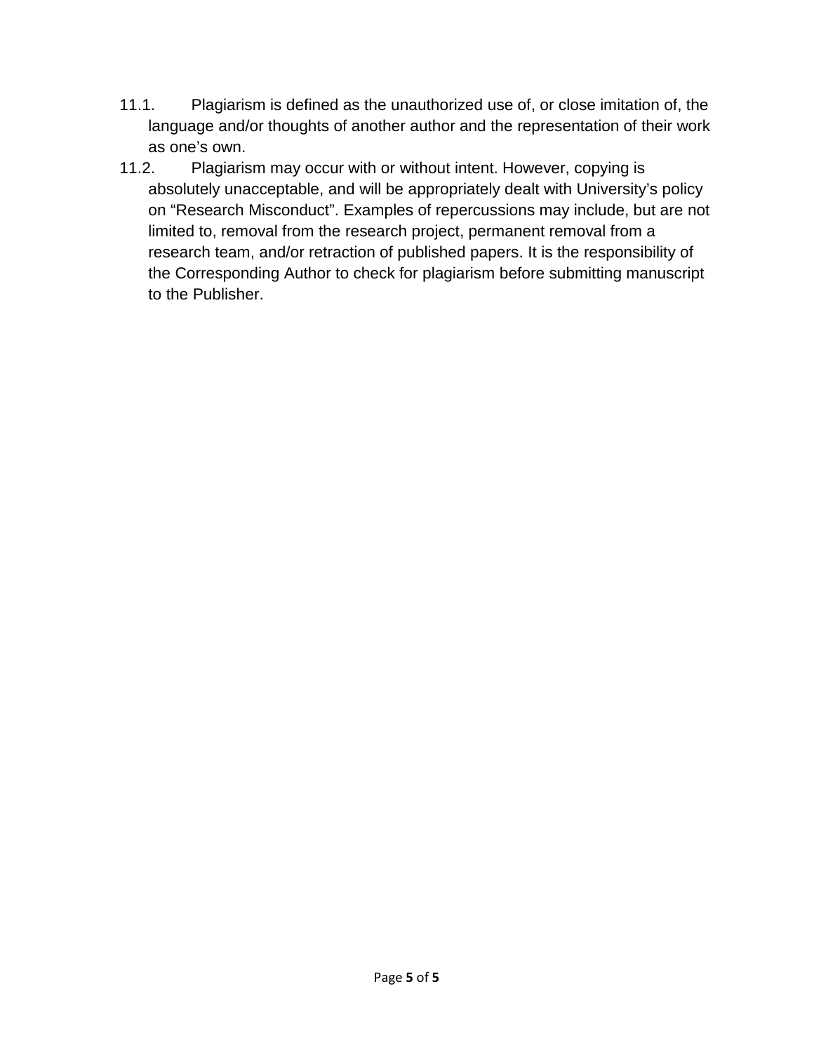11.1. Plagiarism is defined as the unauthorized use of, or close imitation of, the language and/or thoughts of another author and the representation of their work as one's own.

11.2. Plagiarism may occur with or without intent. However, copying is absolutely unacceptable, and will be appropriately dealt with University's policy on "Research Misconduct". Examples of repercussions may include, but are not limited to, removal from the research project, permanent removal from a research team, and/or retraction of published papers. It is the responsibility of the Corresponding Author to check for plagiarism before submitting manuscript to the Publisher.